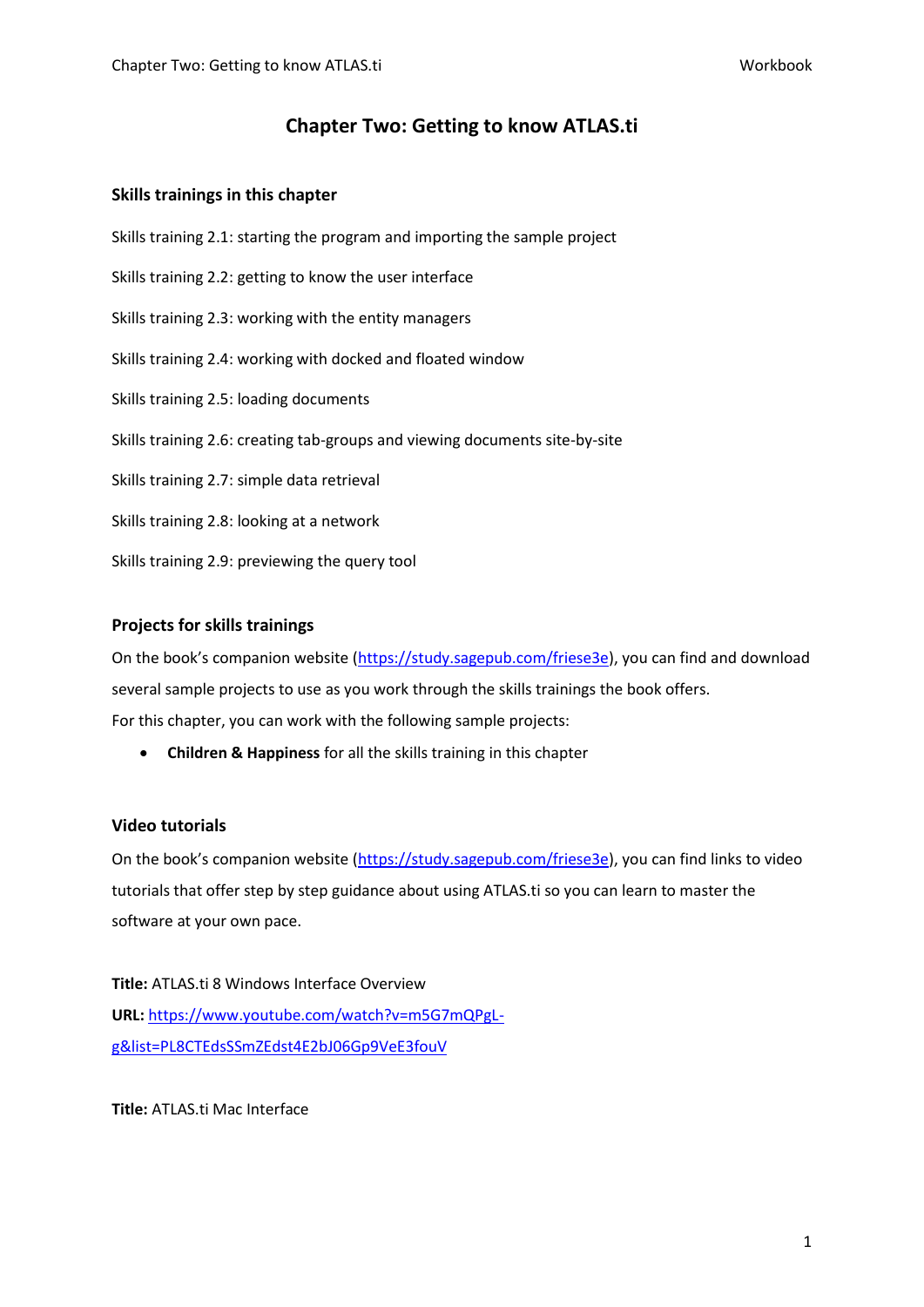# Chapter Two: Getting to know ATLAS.ti

## Skills trainings in this chapter

Skills training 2.1: starting the program and importing the sample project

Skills training 2.2: getting to know the user interface

Skills training 2.3: working with the entity managers

Skills training 2.4: working with docked and floated window

Skills training 2.5: loading documents

Skills training 2.6: creating tab-groups and viewing documents site-by-site

Skills training 2.7: simple data retrieval

Skills training 2.8: looking at a network

Skills training 2.9: previewing the query tool

## Projects for skills trainings

On the book's companion website (https://study.sagepub.com/friese3e), you can find and download several sample projects to use as you work through the skills trainings the book offers.
For this chapter, you can work with the following sample projects:

- **Children & Happiness** for all the skills training in this chapter

## Video tutorials

On the book's companion website (https://study.sagepub.com/friese3e), you can find links to video tutorials that offer step by step guidance about using ATLAS.ti so you can learn to master the software at your own pace.

**Title:** ATLAS.ti 8 Windows Interface Overview
**URL:** https://www.youtube.com/watch?v=m5G7mQPgL-g&list=PL8CTEdsSSmZEdst4E2bJ06Gp9VeE3fouV

**Title:** ATLAS.ti Mac Interface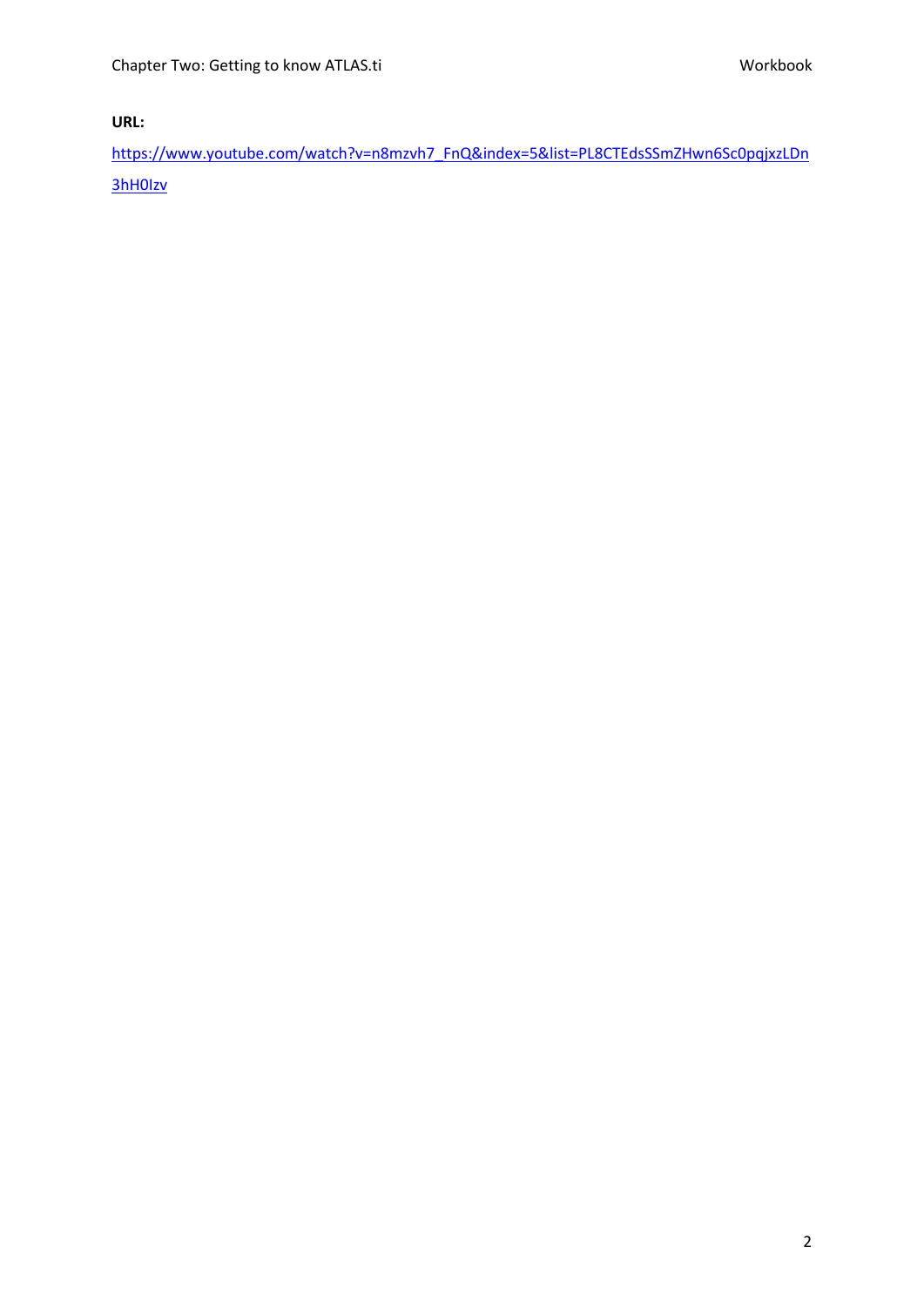**URL:**

https://www.youtube.com/watch?v=n8mzvh7_FnQ&index=5&list=PL8CTEdsSSmZHwn6Sc0pqjxzLDn3hH0Izv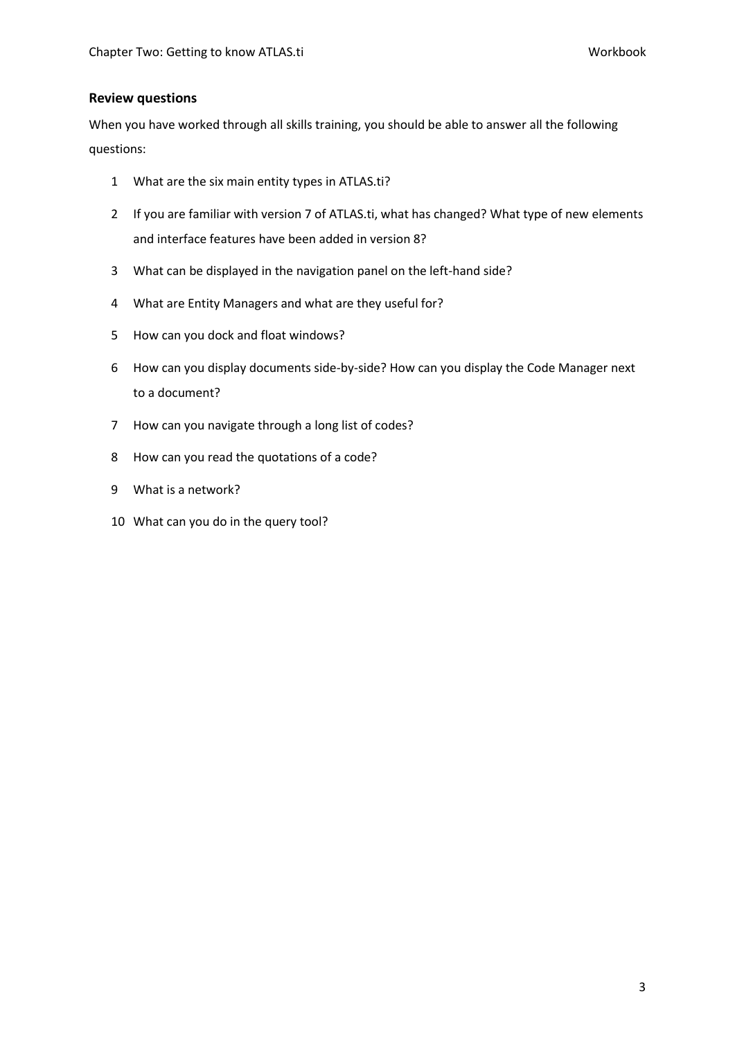## Review questions

When you have worked through all skills training, you should be able to answer all the following questions:

1. What are the six main entity types in ATLAS.ti?
2. If you are familiar with version 7 of ATLAS.ti, what has changed? What type of new elements and interface features have been added in version 8?
3. What can be displayed in the navigation panel on the left-hand side?
4. What are Entity Managers and what are they useful for?
5. How can you dock and float windows?
6. How can you display documents side-by-side? How can you display the Code Manager next to a document?
7. How can you navigate through a long list of codes?
8. How can you read the quotations of a code?
9. What is a network?
10. What can you do in the query tool?